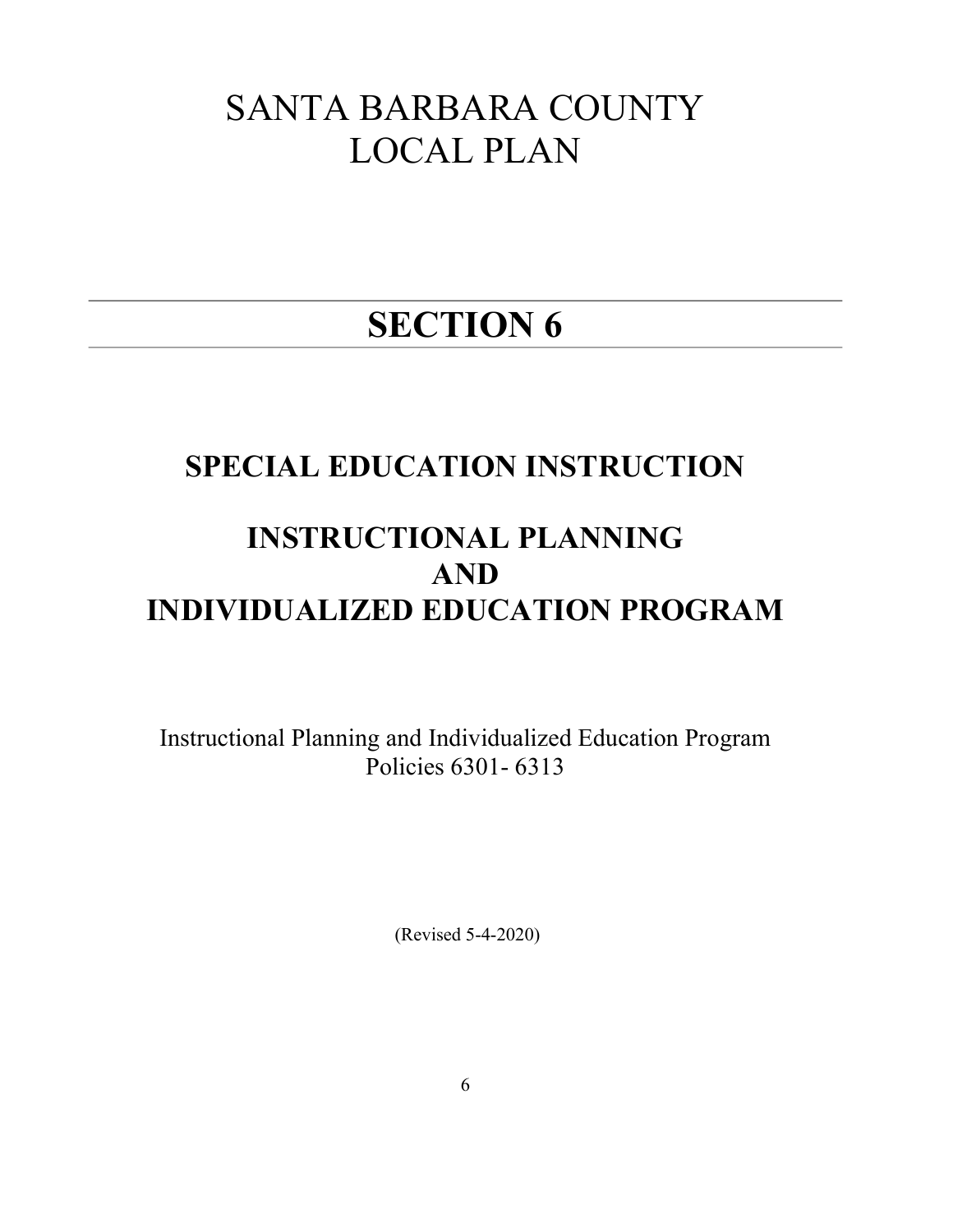# SANTA BARBARA COUNTY LOCAL PLAN

---

# SECTION 6

---

## SPECIAL EDUCATION INSTRUCTION

## INSTRUCTIONAL PLANNING AND INDIVIDUALIZED EDUCATION PROGRAM

Instructional Planning and Individualized Education Program
Policies 6301- 6313

(Revised 5-4-2020)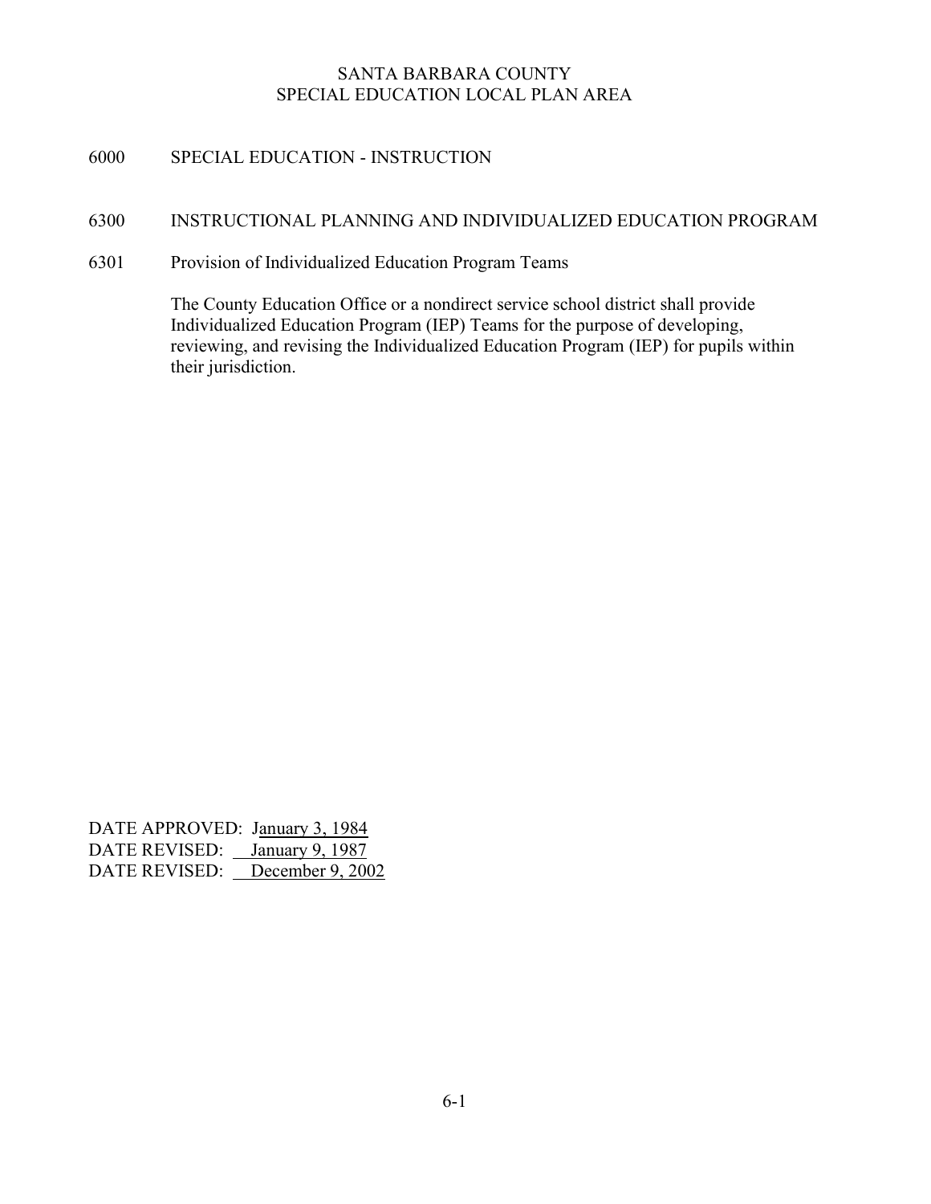SANTA BARBARA COUNTY
SPECIAL EDUCATION LOCAL PLAN AREA

# 6000 SPECIAL EDUCATION - INSTRUCTION

## 6300 INSTRUCTIONAL PLANNING AND INDIVIDUALIZED EDUCATION PROGRAM

### 6301 Provision of Individualized Education Program Teams

The County Education Office or a nondirect service school district shall provide Individualized Education Program (IEP) Teams for the purpose of developing, reviewing, and revising the Individualized Education Program (IEP) for pupils within their jurisdiction.

DATE APPROVED: January 3, 1984
DATE REVISED: January 9, 1987
DATE REVISED: December 9, 2002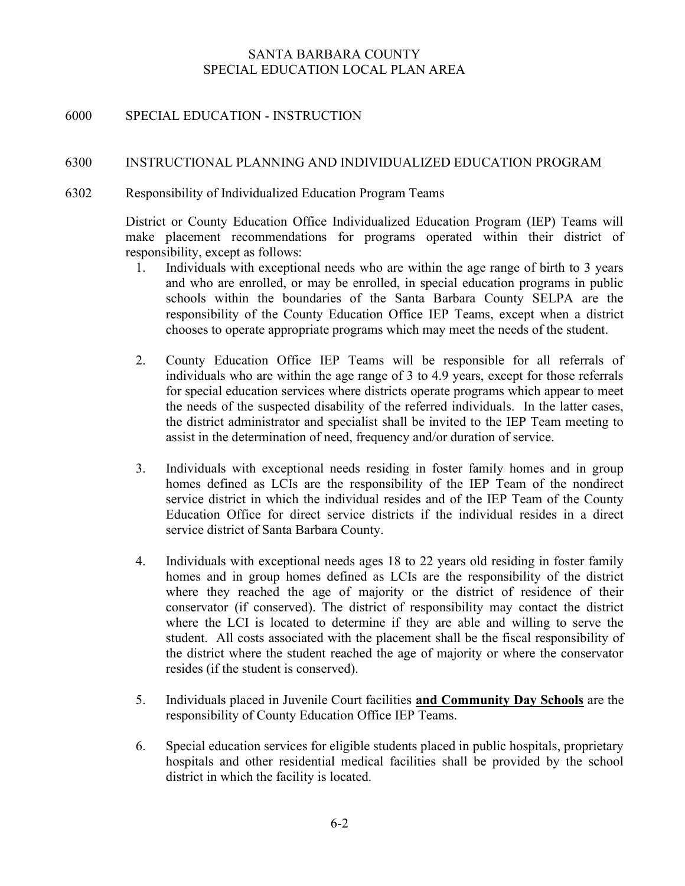SANTA BARBARA COUNTY
SPECIAL EDUCATION LOCAL PLAN AREA

# 6000 SPECIAL EDUCATION - INSTRUCTION

## 6300 INSTRUCTIONAL PLANNING AND INDIVIDUALIZED EDUCATION PROGRAM

### 6302 Responsibility of Individualized Education Program Teams

District or County Education Office Individualized Education Program (IEP) Teams will make placement recommendations for programs operated within their district of responsibility, except as follows:

1. Individuals with exceptional needs who are within the age range of birth to 3 years and who are enrolled, or may be enrolled, in special education programs in public schools within the boundaries of the Santa Barbara County SELPA are the responsibility of the County Education Office IEP Teams, except when a district chooses to operate appropriate programs which may meet the needs of the student.

2. County Education Office IEP Teams will be responsible for all referrals of individuals who are within the age range of 3 to 4.9 years, except for those referrals for special education services where districts operate programs which appear to meet the needs of the suspected disability of the referred individuals. In the latter cases, the district administrator and specialist shall be invited to the IEP Team meeting to assist in the determination of need, frequency and/or duration of service.

3. Individuals with exceptional needs residing in foster family homes and in group homes defined as LCIs are the responsibility of the IEP Team of the nondirect service district in which the individual resides and of the IEP Team of the County Education Office for direct service districts if the individual resides in a direct service district of Santa Barbara County.

4. Individuals with exceptional needs ages 18 to 22 years old residing in foster family homes and in group homes defined as LCIs are the responsibility of the district where they reached the age of majority or the district of residence of their conservator (if conserved). The district of responsibility may contact the district where the LCI is located to determine if they are able and willing to serve the student. All costs associated with the placement shall be the fiscal responsibility of the district where the student reached the age of majority or where the conservator resides (if the student is conserved).

5. Individuals placed in Juvenile Court facilities **and Community Day Schools** are the responsibility of County Education Office IEP Teams.

6. Special education services for eligible students placed in public hospitals, proprietary hospitals and other residential medical facilities shall be provided by the school district in which the facility is located.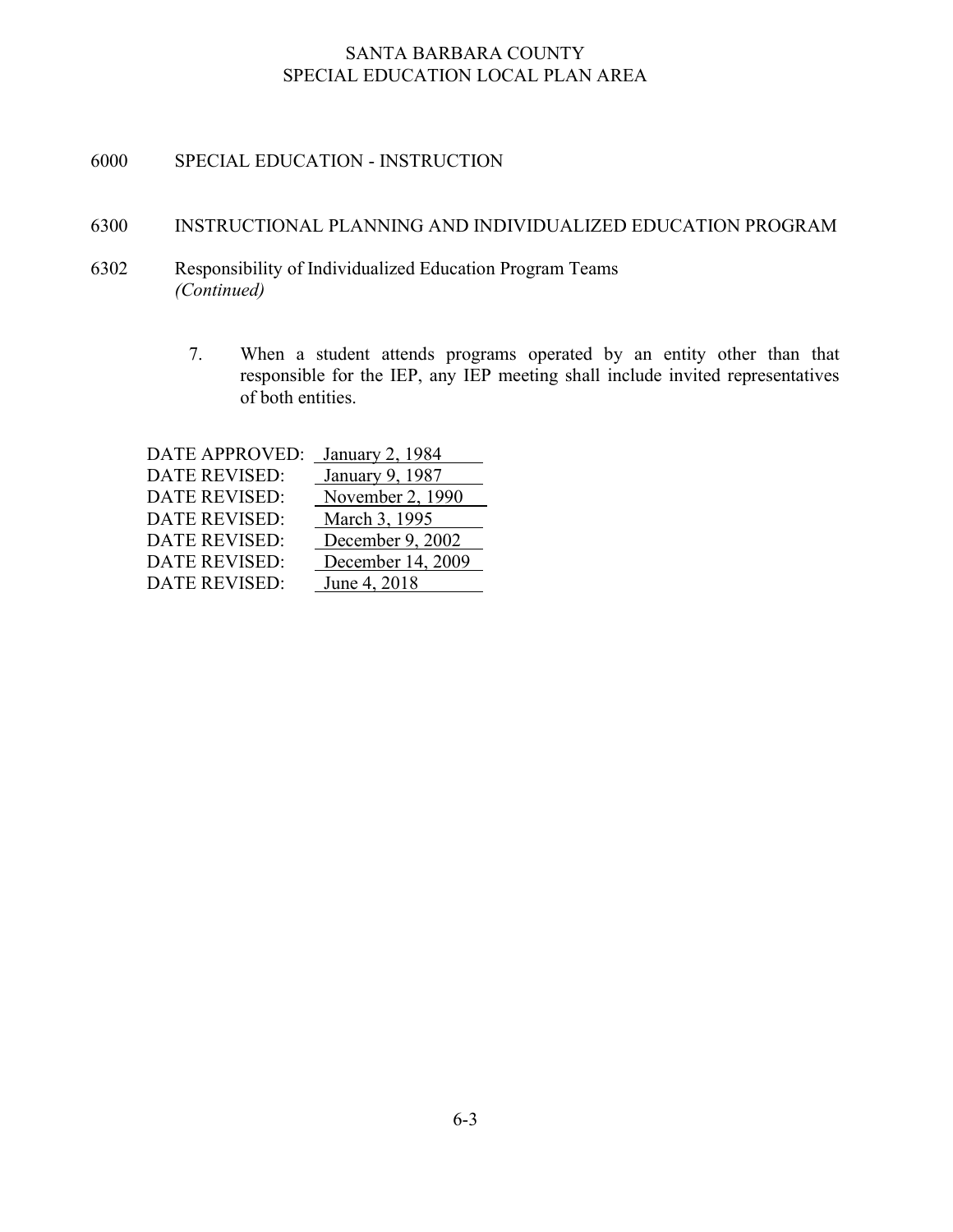6000 SPECIAL EDUCATION - INSTRUCTION

6300 INSTRUCTIONAL PLANNING AND INDIVIDUALIZED EDUCATION PROGRAM

6302 Responsibility of Individualized Education Program Teams
*(Continued)*

7. When a student attends programs operated by an entity other than that responsible for the IEP, any IEP meeting shall include invited representatives of both entities.

| | |
|---|---|
| DATE APPROVED: | January 2, 1984 |
| DATE REVISED: | January 9, 1987 |
| DATE REVISED: | November 2, 1990 |
| DATE REVISED: | March 3, 1995 |
| DATE REVISED: | December 9, 2002 |
| DATE REVISED: | December 14, 2009 |
| DATE REVISED: | June 4, 2018 |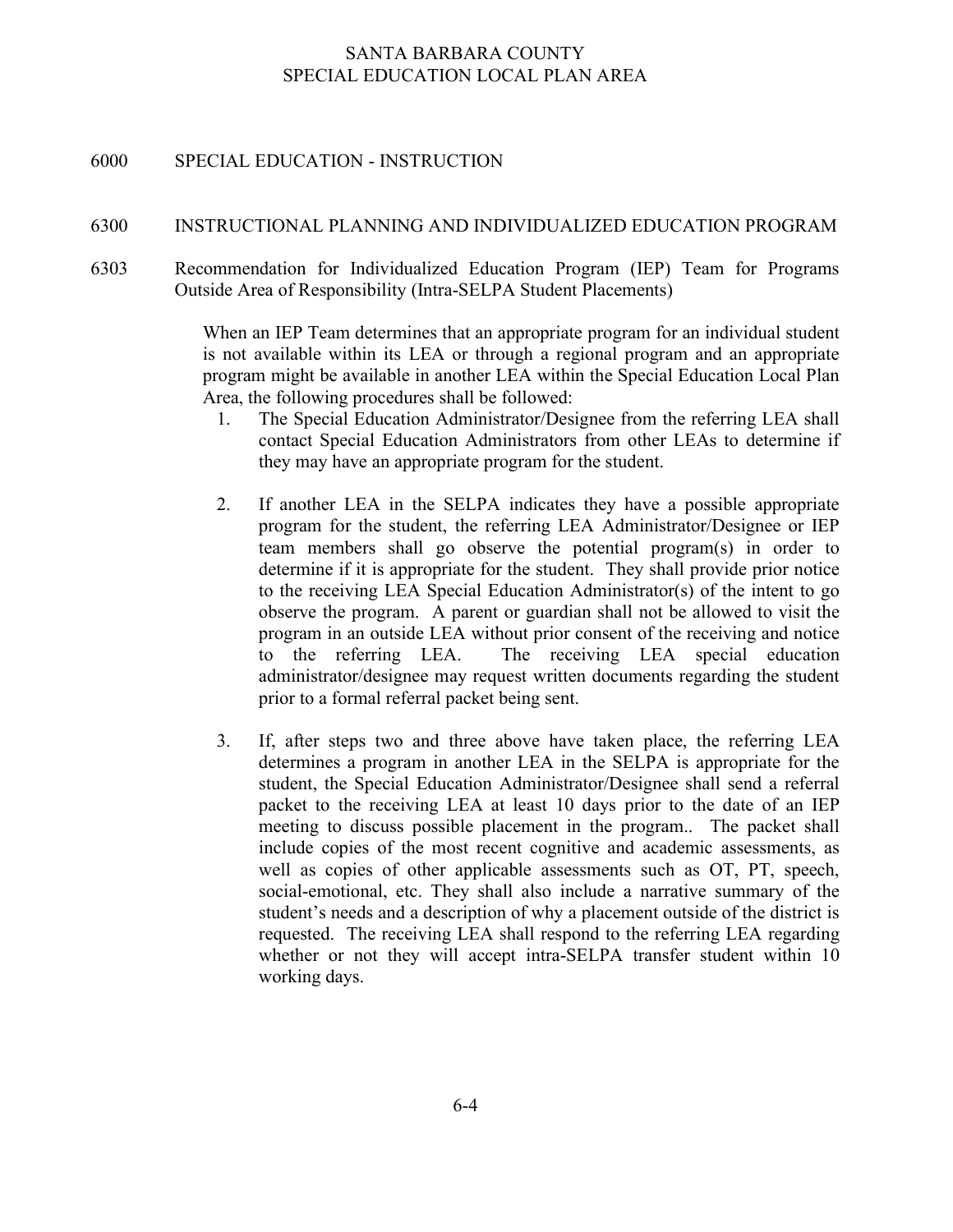SANTA BARBARA COUNTY
SPECIAL EDUCATION LOCAL PLAN AREA

# 6000 SPECIAL EDUCATION - INSTRUCTION

## 6300 INSTRUCTIONAL PLANNING AND INDIVIDUALIZED EDUCATION PROGRAM

### 6303 Recommendation for Individualized Education Program (IEP) Team for Programs Outside Area of Responsibility (Intra-SELPA Student Placements)

When an IEP Team determines that an appropriate program for an individual student is not available within its LEA or through a regional program and an appropriate program might be available in another LEA within the Special Education Local Plan Area, the following procedures shall be followed:

1. The Special Education Administrator/Designee from the referring LEA shall contact Special Education Administrators from other LEAs to determine if they may have an appropriate program for the student.

2. If another LEA in the SELPA indicates they have a possible appropriate program for the student, the referring LEA Administrator/Designee or IEP team members shall go observe the potential program(s) in order to determine if it is appropriate for the student. They shall provide prior notice to the receiving LEA Special Education Administrator(s) of the intent to go observe the program. A parent or guardian shall not be allowed to visit the program in an outside LEA without prior consent of the receiving and notice to the referring LEA. The receiving LEA special education administrator/designee may request written documents regarding the student prior to a formal referral packet being sent.

3. If, after steps two and three above have taken place, the referring LEA determines a program in another LEA in the SELPA is appropriate for the student, the Special Education Administrator/Designee shall send a referral packet to the receiving LEA at least 10 days prior to the date of an IEP meeting to discuss possible placement in the program.. The packet shall include copies of the most recent cognitive and academic assessments, as well as copies of other applicable assessments such as OT, PT, speech, social-emotional, etc. They shall also include a narrative summary of the student's needs and a description of why a placement outside of the district is requested. The receiving LEA shall respond to the referring LEA regarding whether or not they will accept intra-SELPA transfer student within 10 working days.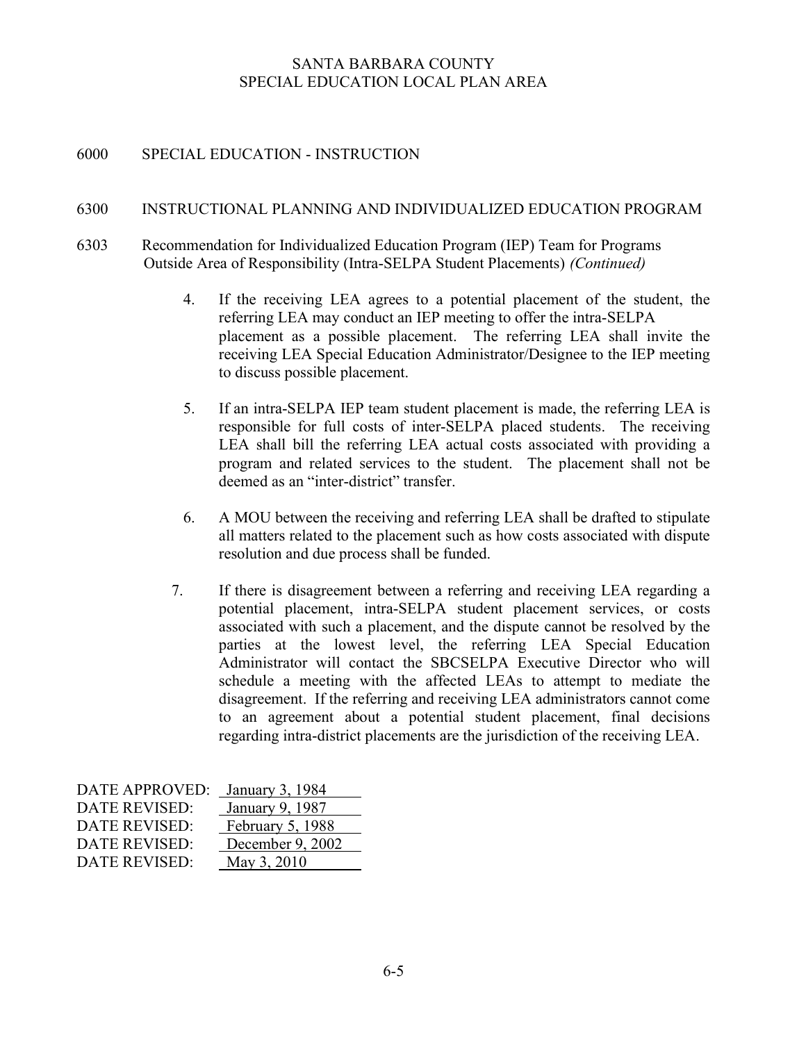SANTA BARBARA COUNTY
SPECIAL EDUCATION LOCAL PLAN AREA

6000 SPECIAL EDUCATION - INSTRUCTION

6300 INSTRUCTIONAL PLANNING AND INDIVIDUALIZED EDUCATION PROGRAM

6303 Recommendation for Individualized Education Program (IEP) Team for Programs Outside Area of Responsibility (Intra-SELPA Student Placements) *(Continued)*

4. If the receiving LEA agrees to a potential placement of the student, the referring LEA may conduct an IEP meeting to offer the intra-SELPA placement as a possible placement. The referring LEA shall invite the receiving LEA Special Education Administrator/Designee to the IEP meeting to discuss possible placement.

5. If an intra-SELPA IEP team student placement is made, the referring LEA is responsible for full costs of inter-SELPA placed students. The receiving LEA shall bill the referring LEA actual costs associated with providing a program and related services to the student. The placement shall not be deemed as an "inter-district" transfer.

6. A MOU between the receiving and referring LEA shall be drafted to stipulate all matters related to the placement such as how costs associated with dispute resolution and due process shall be funded.

7. If there is disagreement between a referring and receiving LEA regarding a potential placement, intra-SELPA student placement services, or costs associated with such a placement, and the dispute cannot be resolved by the parties at the lowest level, the referring LEA Special Education Administrator will contact the SBCSELPA Executive Director who will schedule a meeting with the affected LEAs to attempt to mediate the disagreement. If the referring and receiving LEA administrators cannot come to an agreement about a potential student placement, final decisions regarding intra-district placements are the jurisdiction of the receiving LEA.

| | |
|---|---|
| DATE APPROVED: | January 3, 1984 |
| DATE REVISED: | January 9, 1987 |
| DATE REVISED: | February 5, 1988 |
| DATE REVISED: | December 9, 2002 |
| DATE REVISED: | May 3, 2010 |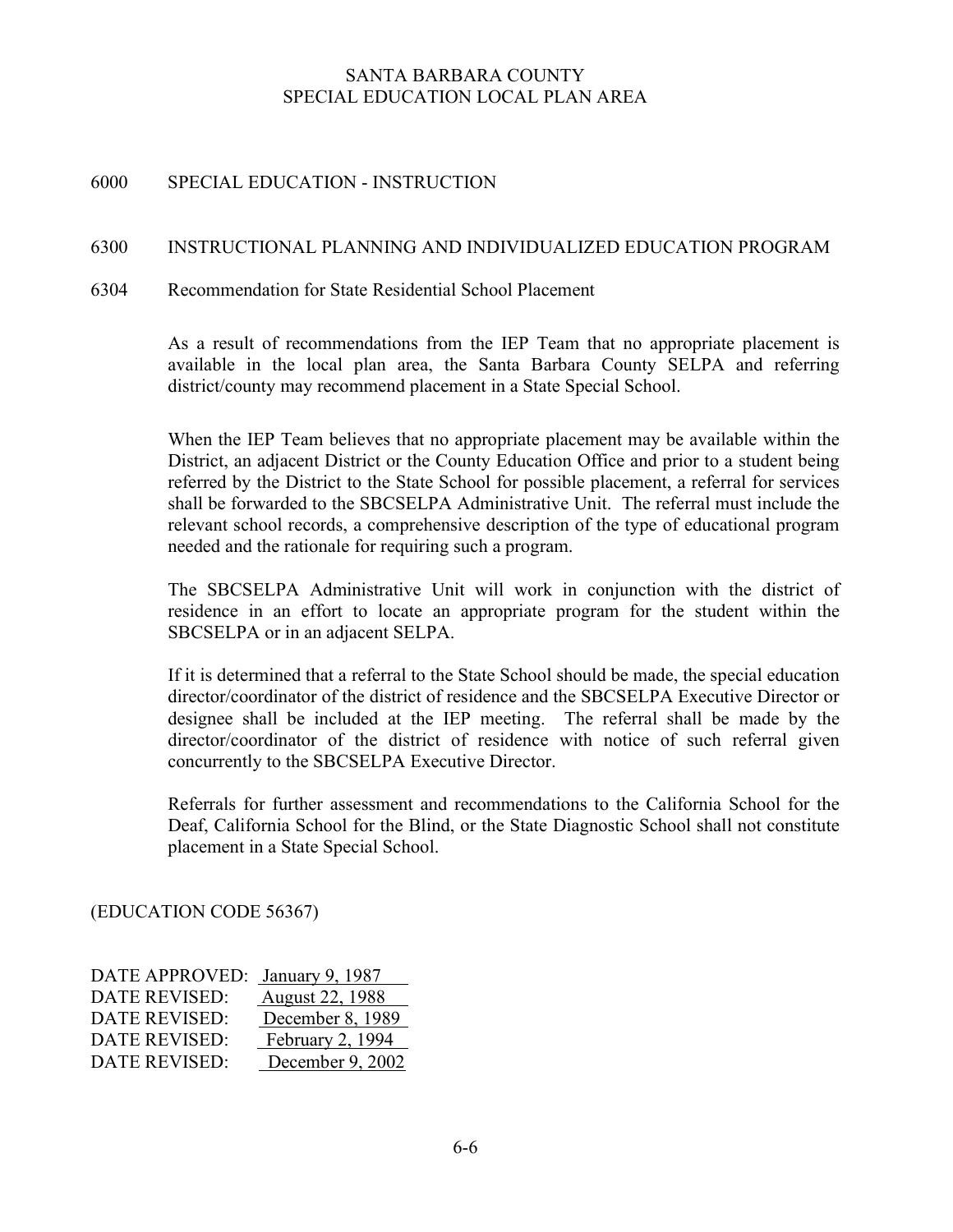SANTA BARBARA COUNTY
SPECIAL EDUCATION LOCAL PLAN AREA

# 6000 SPECIAL EDUCATION - INSTRUCTION

## 6300 INSTRUCTIONAL PLANNING AND INDIVIDUALIZED EDUCATION PROGRAM

### 6304 Recommendation for State Residential School Placement

As a result of recommendations from the IEP Team that no appropriate placement is available in the local plan area, the Santa Barbara County SELPA and referring district/county may recommend placement in a State Special School.

When the IEP Team believes that no appropriate placement may be available within the District, an adjacent District or the County Education Office and prior to a student being referred by the District to the State School for possible placement, a referral for services shall be forwarded to the SBCSELPA Administrative Unit. The referral must include the relevant school records, a comprehensive description of the type of educational program needed and the rationale for requiring such a program.

The SBCSELPA Administrative Unit will work in conjunction with the district of residence in an effort to locate an appropriate program for the student within the SBCSELPA or in an adjacent SELPA.

If it is determined that a referral to the State School should be made, the special education director/coordinator of the district of residence and the SBCSELPA Executive Director or designee shall be included at the IEP meeting. The referral shall be made by the director/coordinator of the district of residence with notice of such referral given concurrently to the SBCSELPA Executive Director.

Referrals for further assessment and recommendations to the California School for the Deaf, California School for the Blind, or the State Diagnostic School shall not constitute placement in a State Special School.

(EDUCATION CODE 56367)

DATE APPROVED: January 9, 1987
DATE REVISED: August 22, 1988
DATE REVISED: December 8, 1989
DATE REVISED: February 2, 1994
DATE REVISED: December 9, 2002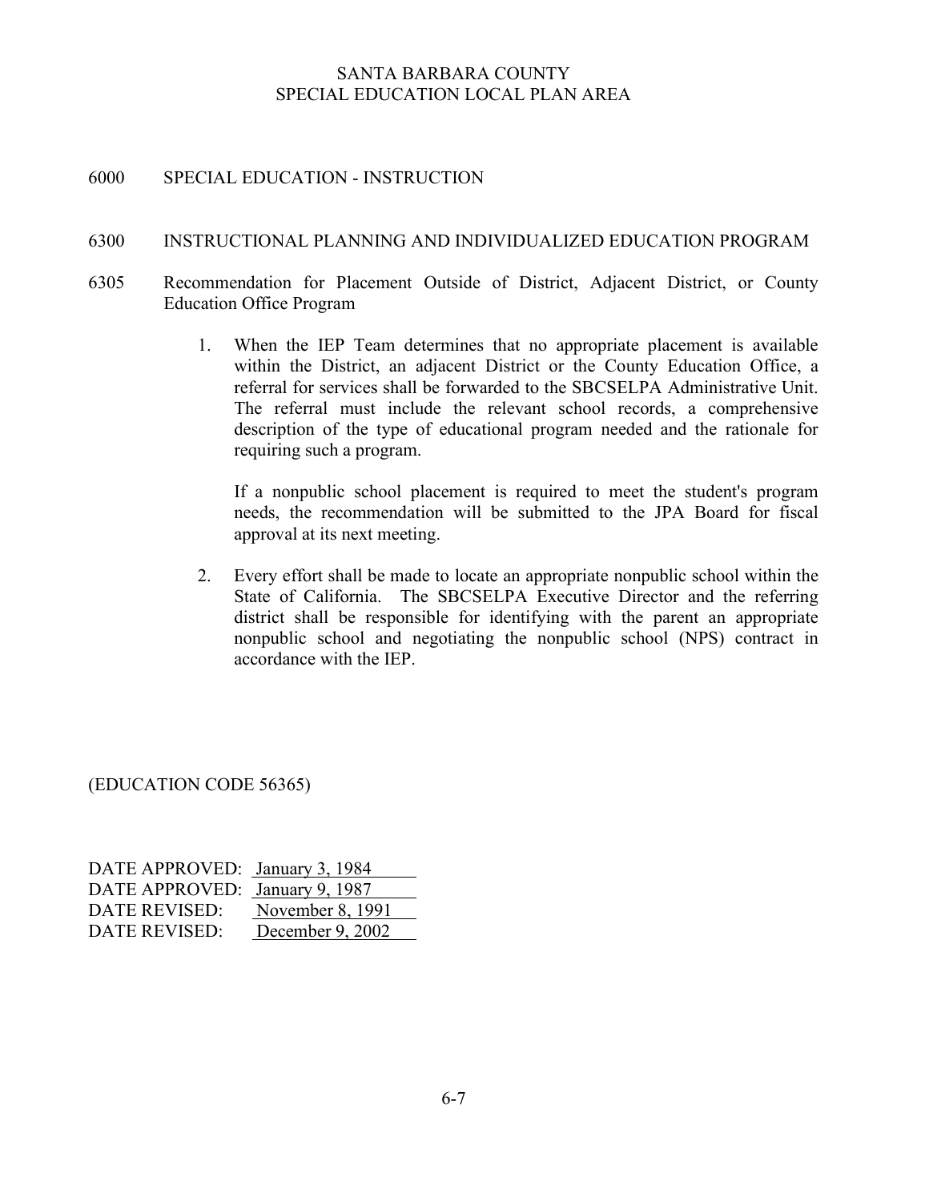# SANTA BARBARA COUNTY
# SPECIAL EDUCATION LOCAL PLAN AREA

## 6000 SPECIAL EDUCATION - INSTRUCTION

## 6300 INSTRUCTIONAL PLANNING AND INDIVIDUALIZED EDUCATION PROGRAM

### 6305 Recommendation for Placement Outside of District, Adjacent District, or County Education Office Program

1. When the IEP Team determines that no appropriate placement is available within the District, an adjacent District or the County Education Office, a referral for services shall be forwarded to the SBCSELPA Administrative Unit. The referral must include the relevant school records, a comprehensive description of the type of educational program needed and the rationale for requiring such a program.

   If a nonpublic school placement is required to meet the student's program needs, the recommendation will be submitted to the JPA Board for fiscal approval at its next meeting.

2. Every effort shall be made to locate an appropriate nonpublic school within the State of California. The SBCSELPA Executive Director and the referring district shall be responsible for identifying with the parent an appropriate nonpublic school and negotiating the nonpublic school (NPS) contract in accordance with the IEP.

(EDUCATION CODE 56365)

DATE APPROVED: January 3, 1984
DATE APPROVED: January 9, 1987
DATE REVISED: November 8, 1991
DATE REVISED: December 9, 2002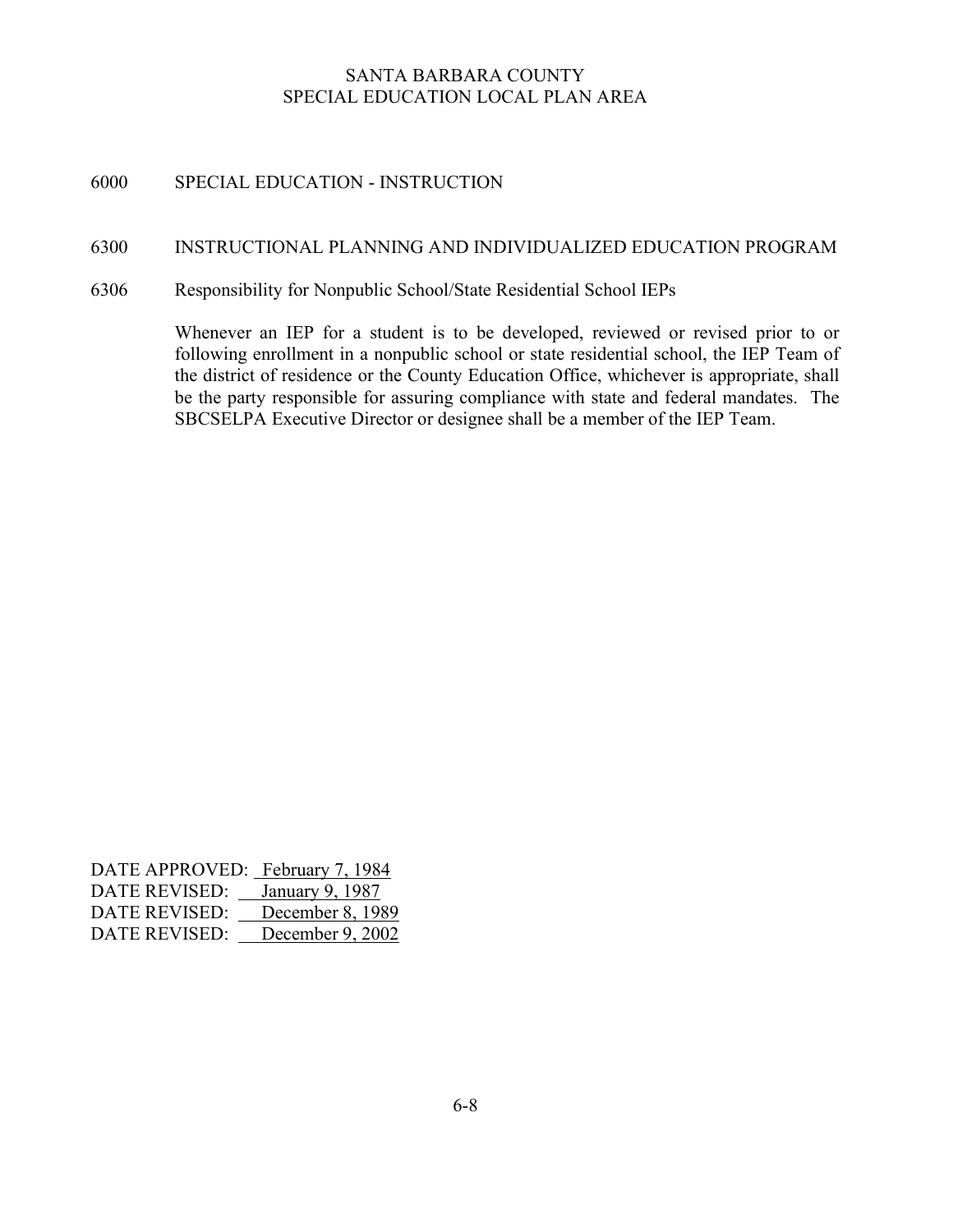SANTA BARBARA COUNTY
SPECIAL EDUCATION LOCAL PLAN AREA

# 6000 SPECIAL EDUCATION - INSTRUCTION

## 6300 INSTRUCTIONAL PLANNING AND INDIVIDUALIZED EDUCATION PROGRAM

### 6306 Responsibility for Nonpublic School/State Residential School IEPs

Whenever an IEP for a student is to be developed, reviewed or revised prior to or following enrollment in a nonpublic school or state residential school, the IEP Team of the district of residence or the County Education Office, whichever is appropriate, shall be the party responsible for assuring compliance with state and federal mandates. The SBCSELPA Executive Director or designee shall be a member of the IEP Team.

DATE APPROVED: February 7, 1984
DATE REVISED: January 9, 1987
DATE REVISED: December 8, 1989
DATE REVISED: December 9, 2002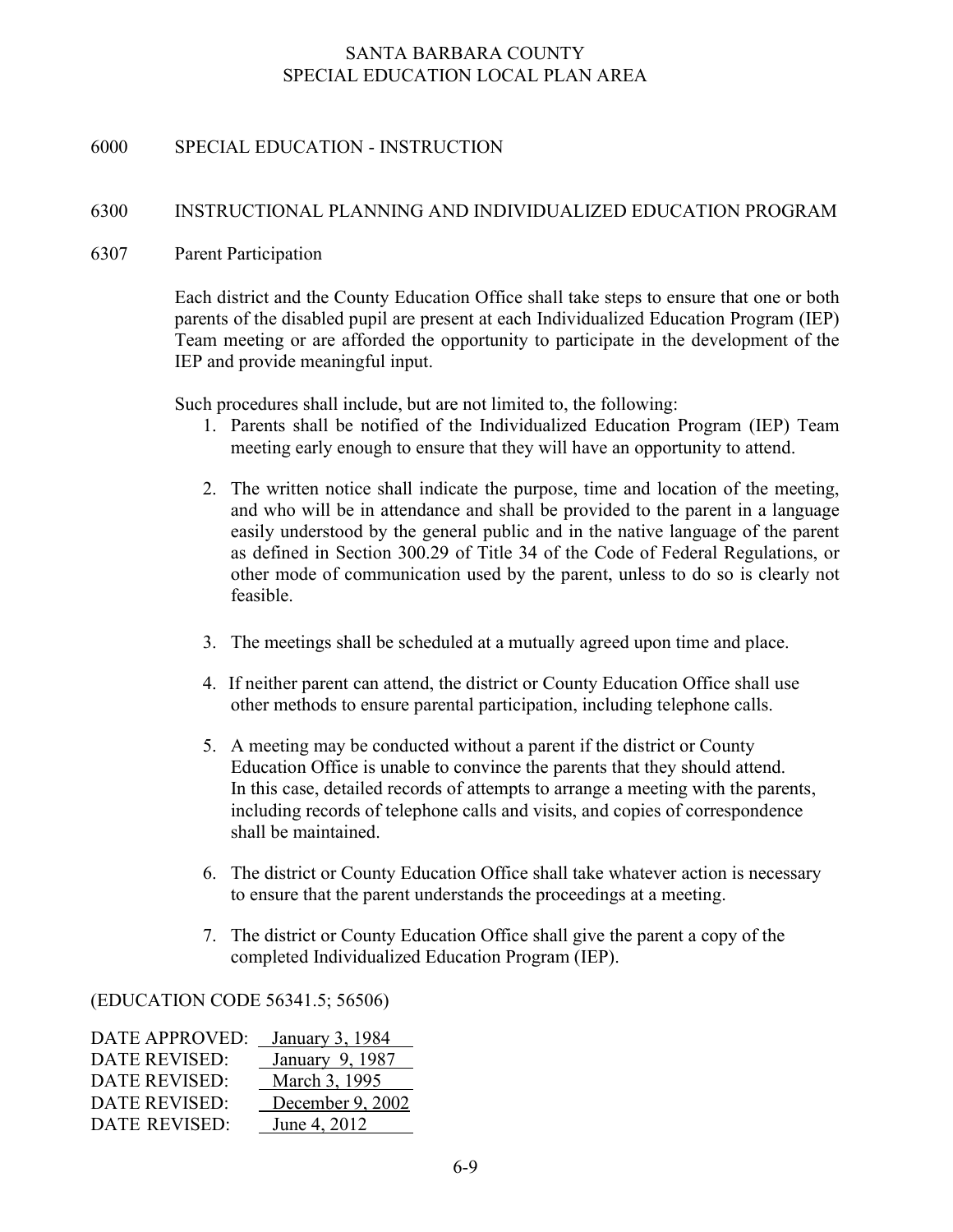SANTA BARBARA COUNTY
SPECIAL EDUCATION LOCAL PLAN AREA

# 6000 SPECIAL EDUCATION - INSTRUCTION

## 6300 INSTRUCTIONAL PLANNING AND INDIVIDUALIZED EDUCATION PROGRAM

### 6307 Parent Participation

Each district and the County Education Office shall take steps to ensure that one or both parents of the disabled pupil are present at each Individualized Education Program (IEP) Team meeting or are afforded the opportunity to participate in the development of the IEP and provide meaningful input.

Such procedures shall include, but are not limited to, the following:

1. Parents shall be notified of the Individualized Education Program (IEP) Team meeting early enough to ensure that they will have an opportunity to attend.

2. The written notice shall indicate the purpose, time and location of the meeting, and who will be in attendance and shall be provided to the parent in a language easily understood by the general public and in the native language of the parent as defined in Section 300.29 of Title 34 of the Code of Federal Regulations, or other mode of communication used by the parent, unless to do so is clearly not feasible.

3. The meetings shall be scheduled at a mutually agreed upon time and place.

4. If neither parent can attend, the district or County Education Office shall use other methods to ensure parental participation, including telephone calls.

5. A meeting may be conducted without a parent if the district or County Education Office is unable to convince the parents that they should attend. In this case, detailed records of attempts to arrange a meeting with the parents, including records of telephone calls and visits, and copies of correspondence shall be maintained.

6. The district or County Education Office shall take whatever action is necessary to ensure that the parent understands the proceedings at a meeting.

7. The district or County Education Office shall give the parent a copy of the completed Individualized Education Program (IEP).

(EDUCATION CODE 56341.5; 56506)

DATE APPROVED: January 3, 1984
DATE REVISED: January 9, 1987
DATE REVISED: March 3, 1995
DATE REVISED: December 9, 2002
DATE REVISED: June 4, 2012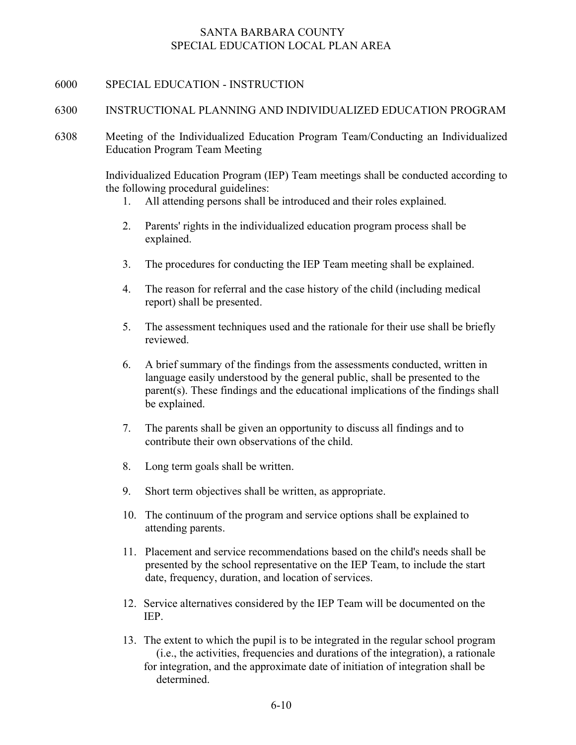6000 SPECIAL EDUCATION - INSTRUCTION

6300 INSTRUCTIONAL PLANNING AND INDIVIDUALIZED EDUCATION PROGRAM

6308 Meeting of the Individualized Education Program Team/Conducting an Individualized Education Program Team Meeting

Individualized Education Program (IEP) Team meetings shall be conducted according to the following procedural guidelines:

1. All attending persons shall be introduced and their roles explained.

2. Parents' rights in the individualized education program process shall be explained.

3. The procedures for conducting the IEP Team meeting shall be explained.

4. The reason for referral and the case history of the child (including medical report) shall be presented.

5. The assessment techniques used and the rationale for their use shall be briefly reviewed.

6. A brief summary of the findings from the assessments conducted, written in language easily understood by the general public, shall be presented to the parent(s). These findings and the educational implications of the findings shall be explained.

7. The parents shall be given an opportunity to discuss all findings and to contribute their own observations of the child.

8. Long term goals shall be written.

9. Short term objectives shall be written, as appropriate.

10. The continuum of the program and service options shall be explained to attending parents.

11. Placement and service recommendations based on the child's needs shall be presented by the school representative on the IEP Team, to include the start date, frequency, duration, and location of services.

12. Service alternatives considered by the IEP Team will be documented on the IEP.

13. The extent to which the pupil is to be integrated in the regular school program (i.e., the activities, frequencies and durations of the integration), a rationale for integration, and the approximate date of initiation of integration shall be determined.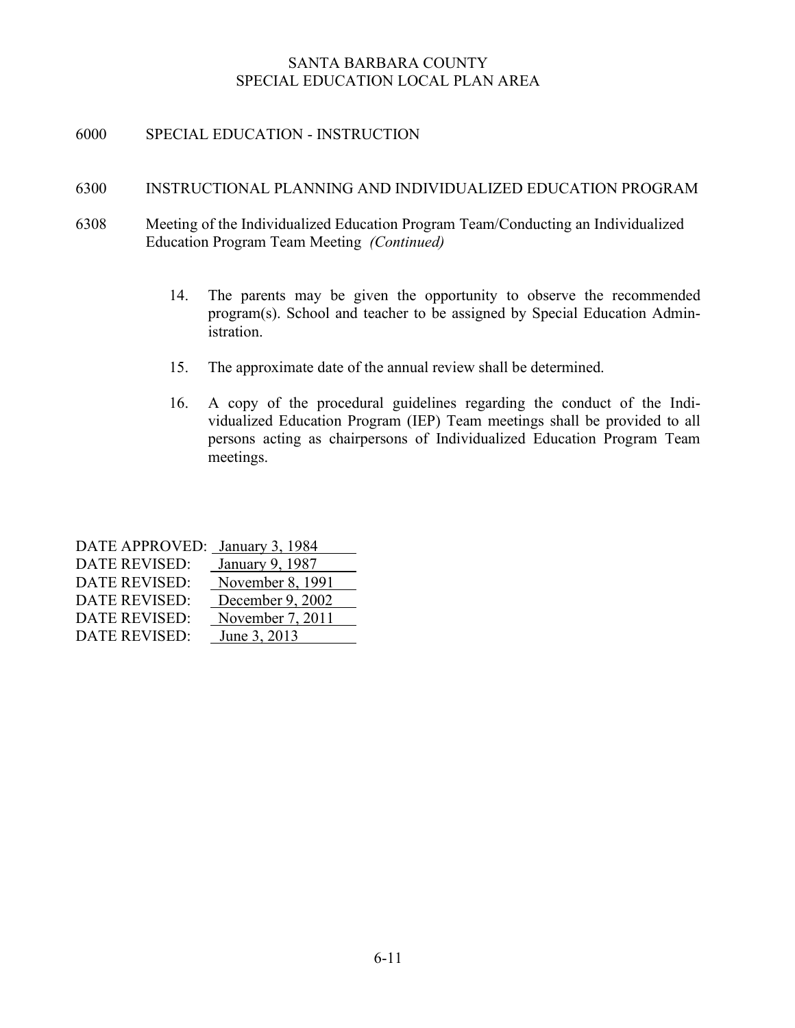SANTA BARBARA COUNTY
SPECIAL EDUCATION LOCAL PLAN AREA

6000 SPECIAL EDUCATION - INSTRUCTION

6300 INSTRUCTIONAL PLANNING AND INDIVIDUALIZED EDUCATION PROGRAM

6308 Meeting of the Individualized Education Program Team/Conducting an Individualized Education Program Team Meeting *(Continued)*

14. The parents may be given the opportunity to observe the recommended program(s). School and teacher to be assigned by Special Education Administration.

15. The approximate date of the annual review shall be determined.

16. A copy of the procedural guidelines regarding the conduct of the Individualized Education Program (IEP) Team meetings shall be provided to all persons acting as chairpersons of Individualized Education Program Team meetings.

DATE APPROVED: January 3, 1984
DATE REVISED: January 9, 1987
DATE REVISED: November 8, 1991
DATE REVISED: December 9, 2002
DATE REVISED: November 7, 2011
DATE REVISED: June 3, 2013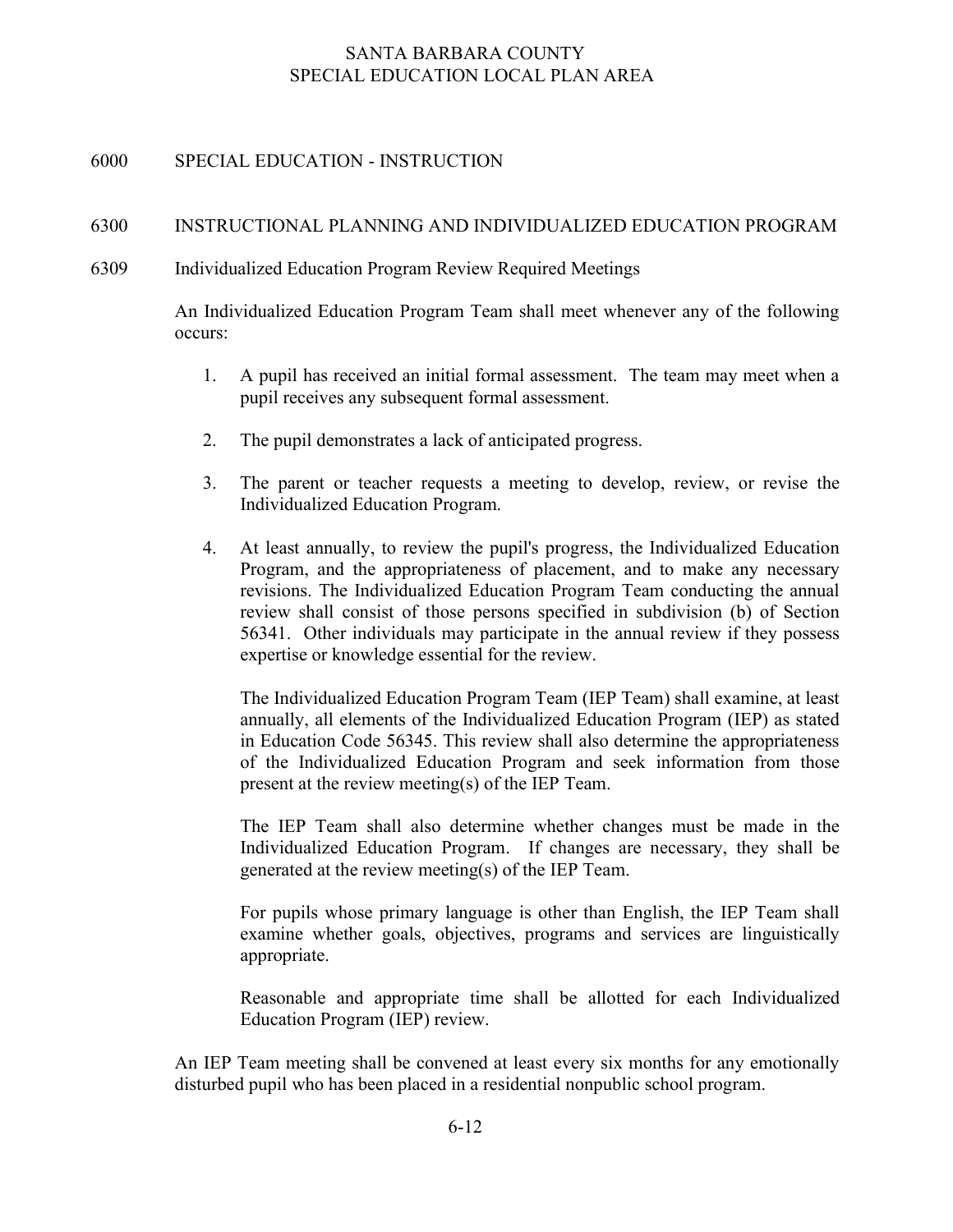# 6000 SPECIAL EDUCATION - INSTRUCTION

## 6300 INSTRUCTIONAL PLANNING AND INDIVIDUALIZED EDUCATION PROGRAM

### 6309 Individualized Education Program Review Required Meetings

An Individualized Education Program Team shall meet whenever any of the following occurs:

1. A pupil has received an initial formal assessment. The team may meet when a pupil receives any subsequent formal assessment.

2. The pupil demonstrates a lack of anticipated progress.

3. The parent or teacher requests a meeting to develop, review, or revise the Individualized Education Program.

4. At least annually, to review the pupil's progress, the Individualized Education Program, and the appropriateness of placement, and to make any necessary revisions. The Individualized Education Program Team conducting the annual review shall consist of those persons specified in subdivision (b) of Section 56341. Other individuals may participate in the annual review if they possess expertise or knowledge essential for the review.

   The Individualized Education Program Team (IEP Team) shall examine, at least annually, all elements of the Individualized Education Program (IEP) as stated in Education Code 56345. This review shall also determine the appropriateness of the Individualized Education Program and seek information from those present at the review meeting(s) of the IEP Team.

   The IEP Team shall also determine whether changes must be made in the Individualized Education Program. If changes are necessary, they shall be generated at the review meeting(s) of the IEP Team.

   For pupils whose primary language is other than English, the IEP Team shall examine whether goals, objectives, programs and services are linguistically appropriate.

   Reasonable and appropriate time shall be allotted for each Individualized Education Program (IEP) review.

An IEP Team meeting shall be convened at least every six months for any emotionally disturbed pupil who has been placed in a residential nonpublic school program.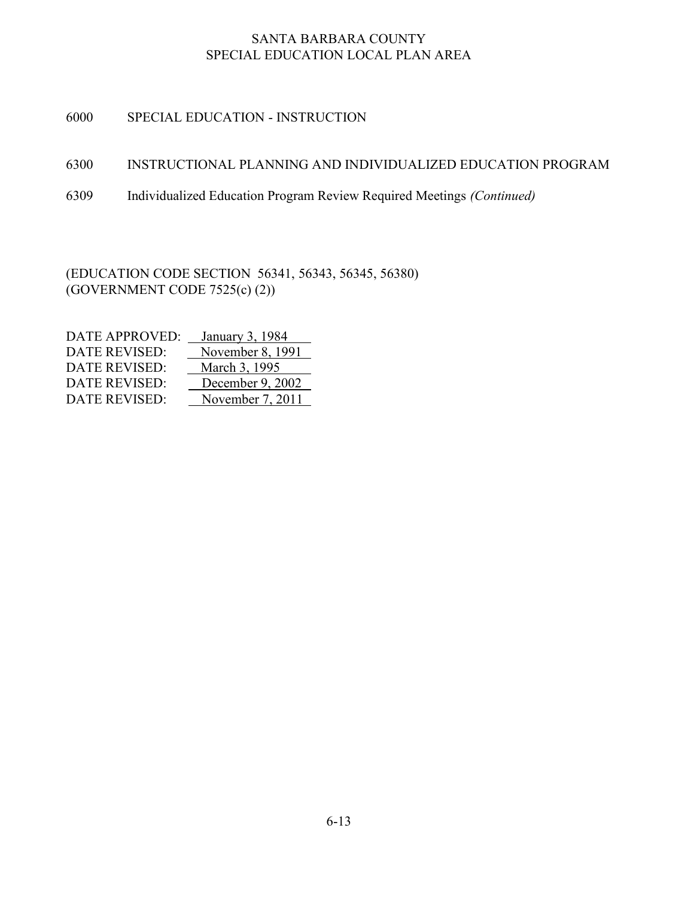SANTA BARBARA COUNTY
SPECIAL EDUCATION LOCAL PLAN AREA

# 6000 SPECIAL EDUCATION - INSTRUCTION

## 6300 INSTRUCTIONAL PLANNING AND INDIVIDUALIZED EDUCATION PROGRAM

### 6309 Individualized Education Program Review Required Meetings *(Continued)*

(EDUCATION CODE SECTION 56341, 56343, 56345, 56380)
(GOVERNMENT CODE 7525(c) (2))

| | |
|---|---|
| DATE APPROVED: | January 3, 1984 |
| DATE REVISED: | November 8, 1991 |
| DATE REVISED: | March 3, 1995 |
| DATE REVISED: | December 9, 2002 |
| DATE REVISED: | November 7, 2011 |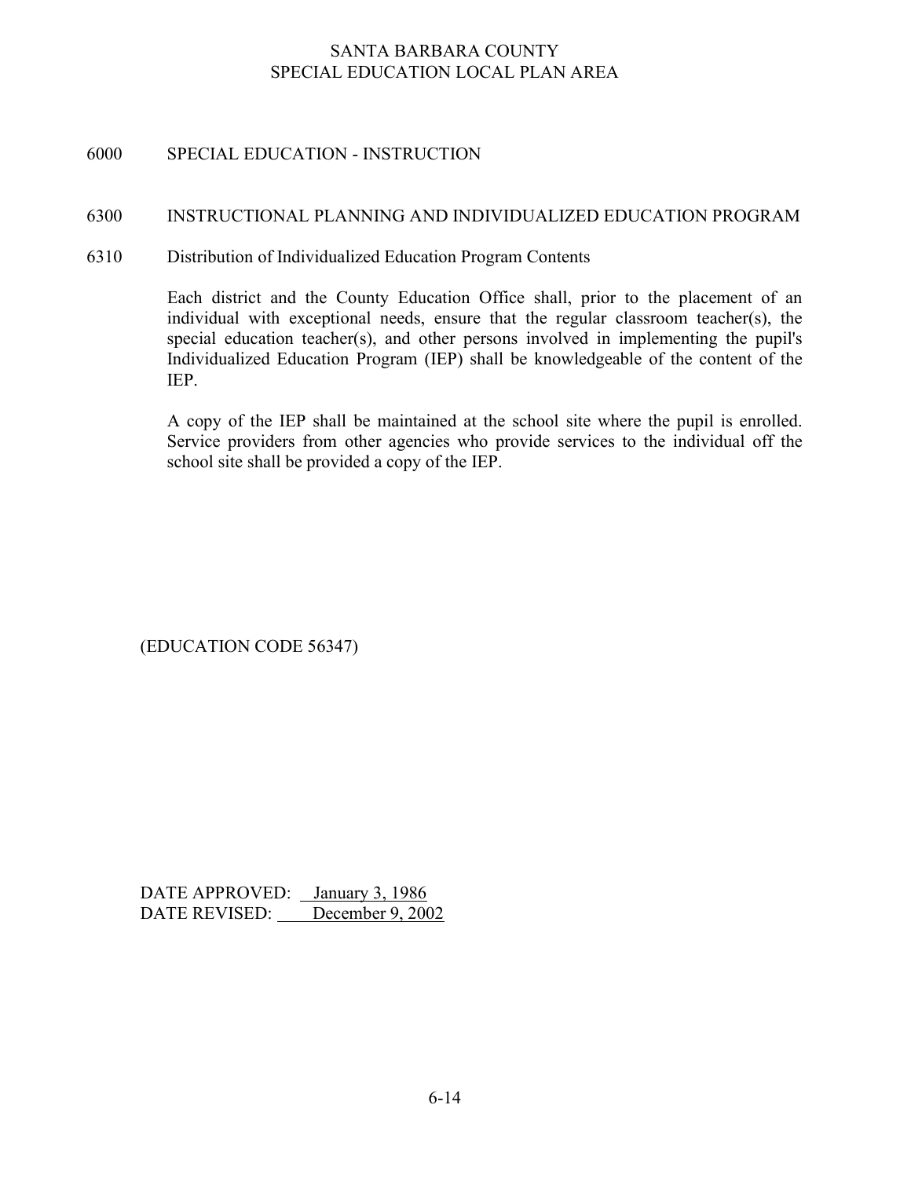SANTA BARBARA COUNTY
SPECIAL EDUCATION LOCAL PLAN AREA

# 6000 SPECIAL EDUCATION - INSTRUCTION

## 6300 INSTRUCTIONAL PLANNING AND INDIVIDUALIZED EDUCATION PROGRAM

### 6310 Distribution of Individualized Education Program Contents

Each district and the County Education Office shall, prior to the placement of an individual with exceptional needs, ensure that the regular classroom teacher(s), the special education teacher(s), and other persons involved in implementing the pupil's Individualized Education Program (IEP) shall be knowledgeable of the content of the IEP.

A copy of the IEP shall be maintained at the school site where the pupil is enrolled. Service providers from other agencies who provide services to the individual off the school site shall be provided a copy of the IEP.

(EDUCATION CODE 56347)

DATE APPROVED: January 3, 1986
DATE REVISED: December 9, 2002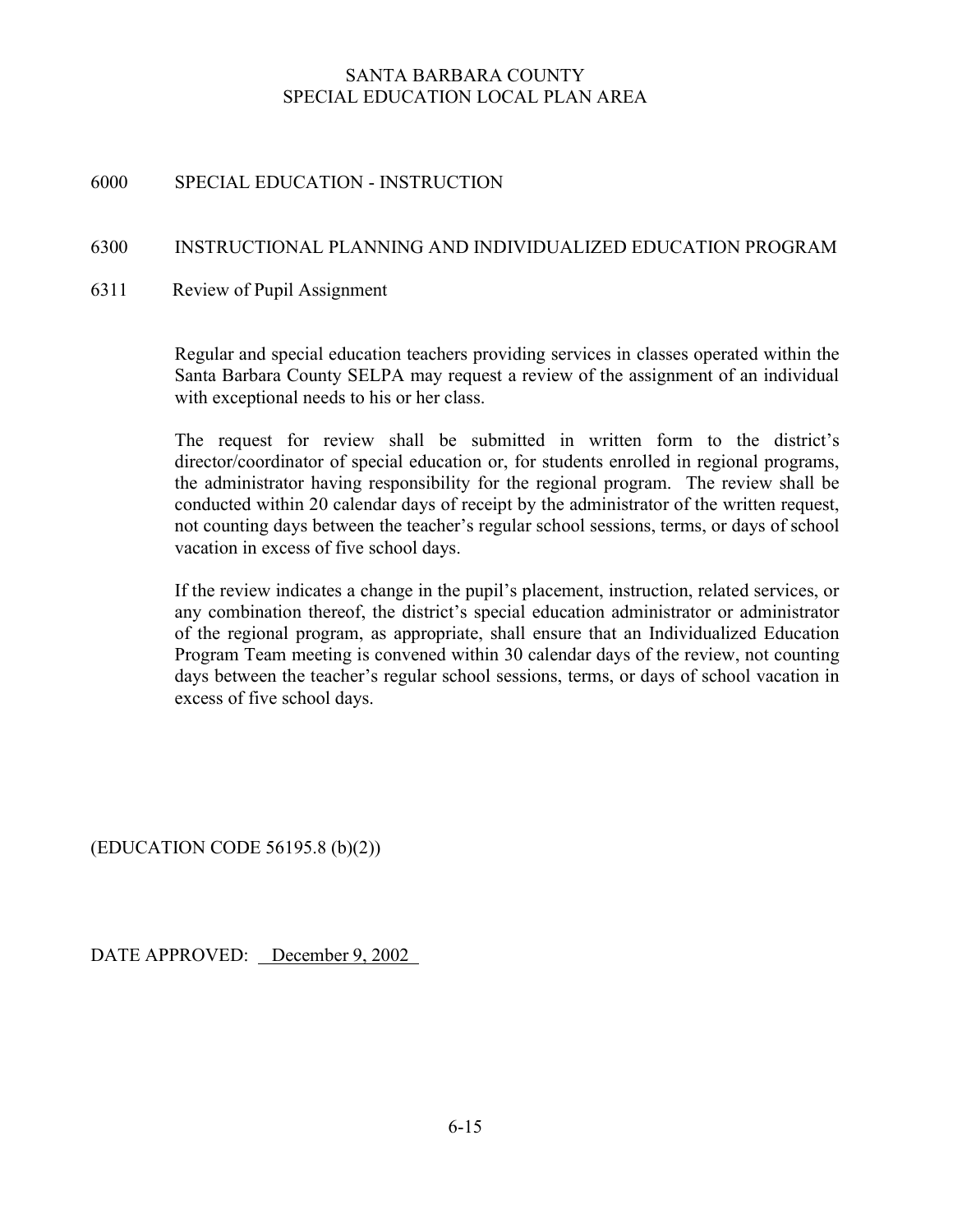SANTA BARBARA COUNTY
SPECIAL EDUCATION LOCAL PLAN AREA

# 6000 SPECIAL EDUCATION - INSTRUCTION

## 6300 INSTRUCTIONAL PLANNING AND INDIVIDUALIZED EDUCATION PROGRAM

### 6311 Review of Pupil Assignment

Regular and special education teachers providing services in classes operated within the Santa Barbara County SELPA may request a review of the assignment of an individual with exceptional needs to his or her class.

The request for review shall be submitted in written form to the district's director/coordinator of special education or, for students enrolled in regional programs, the administrator having responsibility for the regional program. The review shall be conducted within 20 calendar days of receipt by the administrator of the written request, not counting days between the teacher's regular school sessions, terms, or days of school vacation in excess of five school days.

If the review indicates a change in the pupil's placement, instruction, related services, or any combination thereof, the district's special education administrator or administrator of the regional program, as appropriate, shall ensure that an Individualized Education Program Team meeting is convened within 30 calendar days of the review, not counting days between the teacher's regular school sessions, terms, or days of school vacation in excess of five school days.

(EDUCATION CODE 56195.8 (b)(2))

DATE APPROVED: December 9, 2002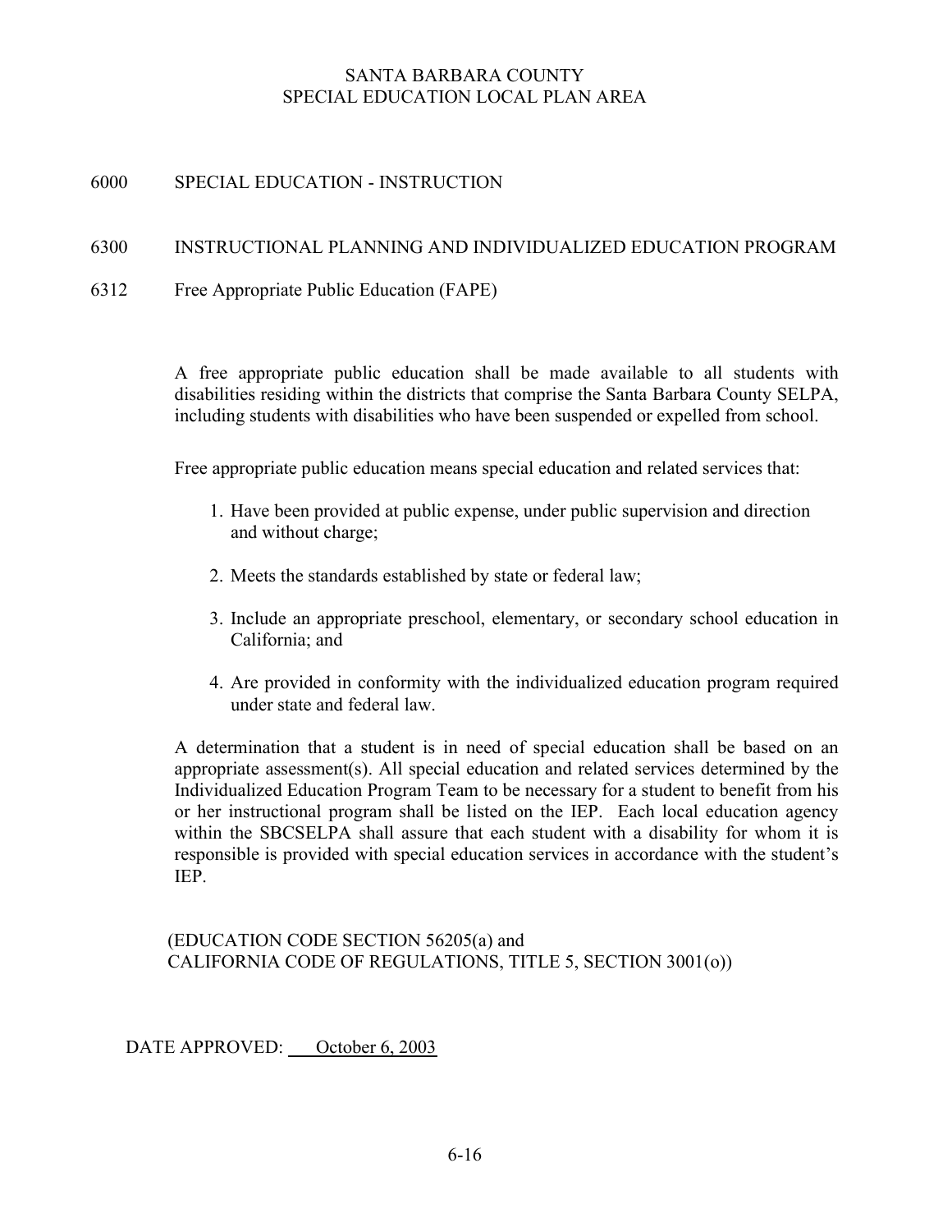SANTA BARBARA COUNTY
SPECIAL EDUCATION LOCAL PLAN AREA

# 6000 SPECIAL EDUCATION - INSTRUCTION

## 6300 INSTRUCTIONAL PLANNING AND INDIVIDUALIZED EDUCATION PROGRAM

### 6312 Free Appropriate Public Education (FAPE)

A free appropriate public education shall be made available to all students with disabilities residing within the districts that comprise the Santa Barbara County SELPA, including students with disabilities who have been suspended or expelled from school.

Free appropriate public education means special education and related services that:

1. Have been provided at public expense, under public supervision and direction and without charge;
2. Meets the standards established by state or federal law;
3. Include an appropriate preschool, elementary, or secondary school education in California; and
4. Are provided in conformity with the individualized education program required under state and federal law.

A determination that a student is in need of special education shall be based on an appropriate assessment(s). All special education and related services determined by the Individualized Education Program Team to be necessary for a student to benefit from his or her instructional program shall be listed on the IEP. Each local education agency within the SBCSELPA shall assure that each student with a disability for whom it is responsible is provided with special education services in accordance with the student's IEP.

(EDUCATION CODE SECTION 56205(a) and
CALIFORNIA CODE OF REGULATIONS, TITLE 5, SECTION 3001(o))

DATE APPROVED: October 6, 2003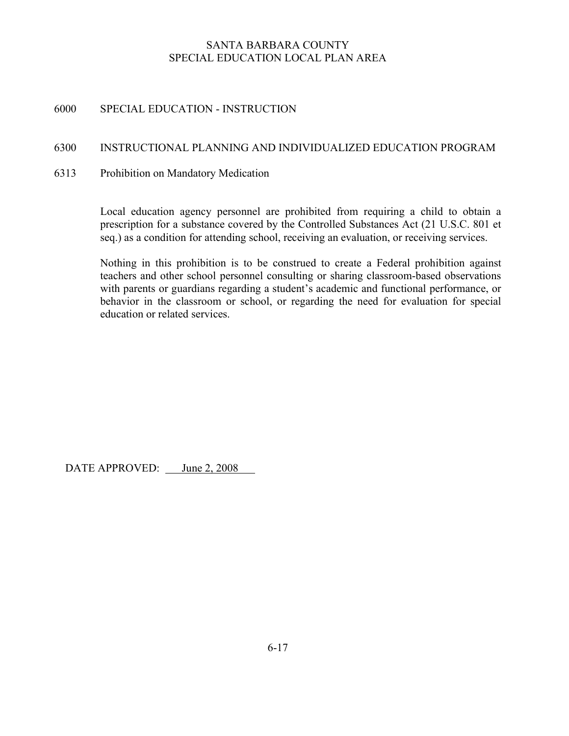SANTA BARBARA COUNTY
SPECIAL EDUCATION LOCAL PLAN AREA

# 6000 SPECIAL EDUCATION - INSTRUCTION

## 6300 INSTRUCTIONAL PLANNING AND INDIVIDUALIZED EDUCATION PROGRAM

### 6313 Prohibition on Mandatory Medication

Local education agency personnel are prohibited from requiring a child to obtain a prescription for a substance covered by the Controlled Substances Act (21 U.S.C. 801 et seq.) as a condition for attending school, receiving an evaluation, or receiving services.

Nothing in this prohibition is to be construed to create a Federal prohibition against teachers and other school personnel consulting or sharing classroom-based observations with parents or guardians regarding a student's academic and functional performance, or behavior in the classroom or school, or regarding the need for evaluation for special education or related services.

DATE APPROVED: June 2, 2008